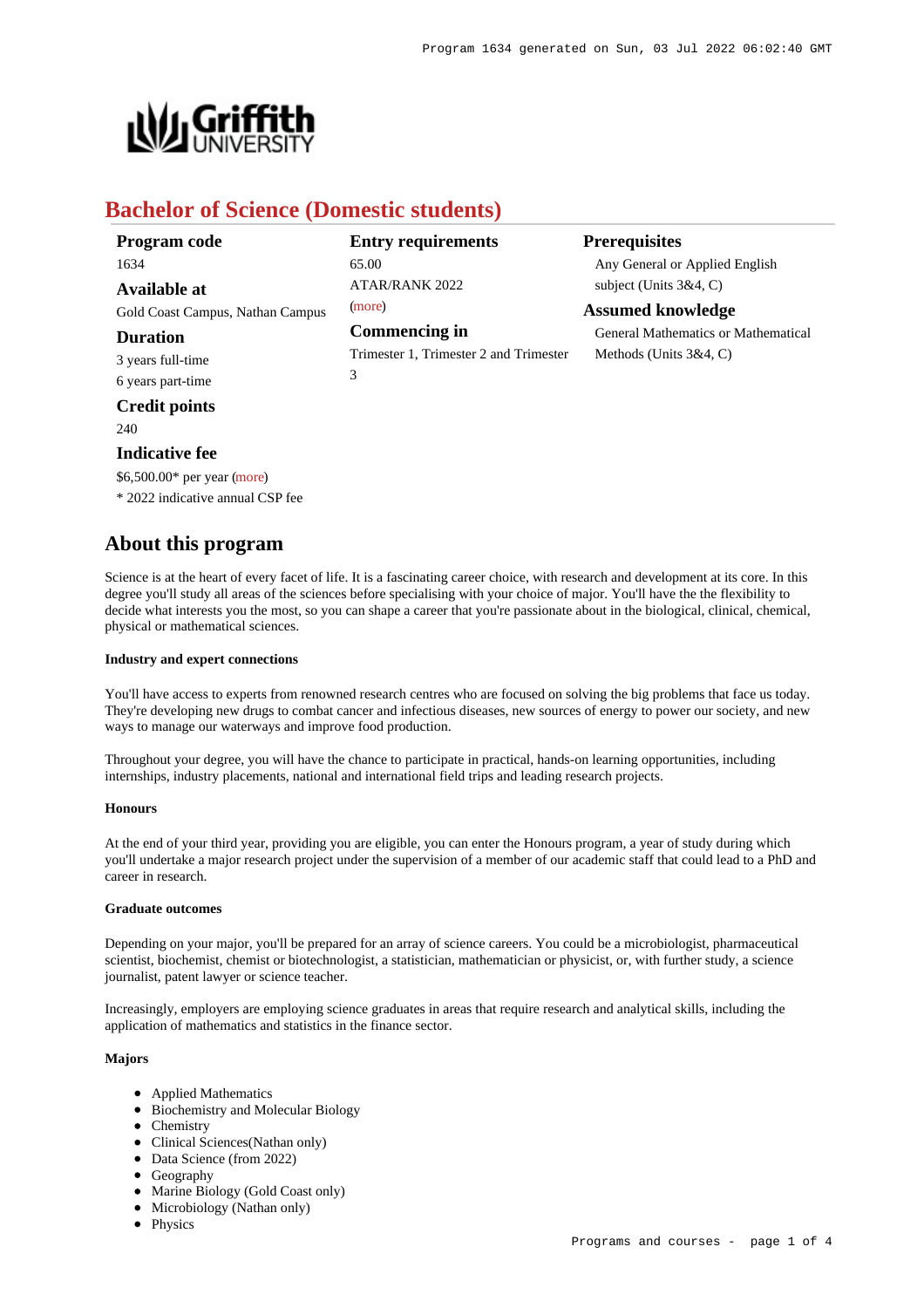# Bachelor of Science (Domestic students)

### Program code
1634

### Available at
Gold Coast Campus, Nathan Campus

### Duration
3 years full-time
6 years part-time

### Credit points
240

### Indicative fee
$6,500.00* per year (more)
* 2022 indicative annual CSP fee

### Entry requirements
65.00
ATAR/RANK 2022
(more)

### Commencing in
Trimester 1, Trimester 2 and Trimester 3

### Prerequisites
Any General or Applied English subject (Units 3&4, C)

### Assumed knowledge
General Mathematics or Mathematical Methods (Units 3&4, C)

## About this program

Science is at the heart of every facet of life. It is a fascinating career choice, with research and development at its core. In this degree you'll study all areas of the sciences before specialising with your choice of major. You'll have the the flexibility to decide what interests you the most, so you can shape a career that you're passionate about in the biological, clinical, chemical, physical or mathematical sciences.

#### Industry and expert connections

You'll have access to experts from renowned research centres who are focused on solving the big problems that face us today. They're developing new drugs to combat cancer and infectious diseases, new sources of energy to power our society, and new ways to manage our waterways and improve food production.

Throughout your degree, you will have the chance to participate in practical, hands-on learning opportunities, including internships, industry placements, national and international field trips and leading research projects.

#### Honours

At the end of your third year, providing you are eligible, you can enter the Honours program, a year of study during which you'll undertake a major research project under the supervision of a member of our academic staff that could lead to a PhD and career in research.

#### Graduate outcomes

Depending on your major, you'll be prepared for an array of science careers. You could be a microbiologist, pharmaceutical scientist, biochemist, chemist or biotechnologist, a statistician, mathematician or physicist, or, with further study, a science journalist, patent lawyer or science teacher.

Increasingly, employers are employing science graduates in areas that require research and analytical skills, including the application of mathematics and statistics in the finance sector.

#### Majors

- Applied Mathematics
- Biochemistry and Molecular Biology
- Chemistry
- Clinical Sciences(Nathan only)
- Data Science (from 2022)
- Geography
- Marine Biology (Gold Coast only)
- Microbiology (Nathan only)
- Physics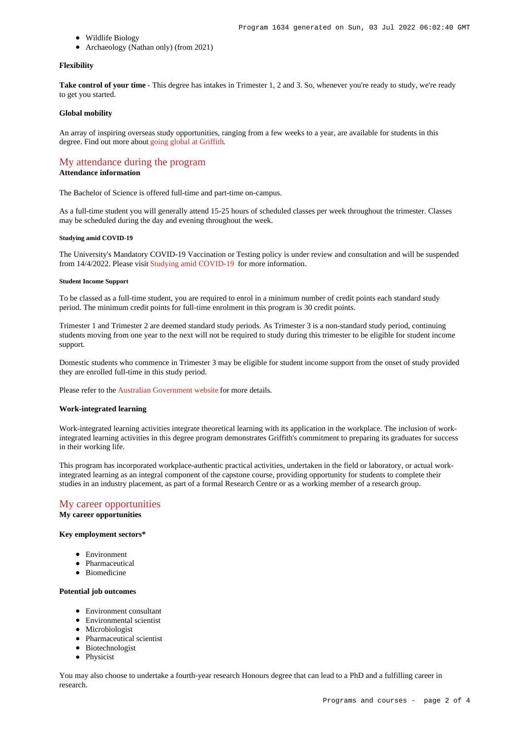- Wildlife Biology
- Archaeology (Nathan only) (from 2021)

**Flexibility**

**Take control of your time** - This degree has intakes in Trimester 1, 2 and 3. So, whenever you're ready to study, we're ready to get you started.

**Global mobility**

An array of inspiring overseas study opportunities, ranging from a few weeks to a year, are available for students in this degree. Find out more about going global at Griffith.

## My attendance during the program

**Attendance information**

The Bachelor of Science is offered full-time and part-time on-campus.

As a full-time student you will generally attend 15-25 hours of scheduled classes per week throughout the trimester. Classes may be scheduled during the day and evening throughout the week.

##### Studying amid COVID-19

The University's Mandatory COVID-19 Vaccination or Testing policy is under review and consultation and will be suspended from 14/4/2022. Please visit Studying amid COVID-19 for more information.

##### Student Income Support

To be classed as a full-time student, you are required to enrol in a minimum number of credit points each standard study period. The minimum credit points for full-time enrolment in this program is 30 credit points.

Trimester 1 and Trimester 2 are deemed standard study periods. As Trimester 3 is a non-standard study period, continuing students moving from one year to the next will not be required to study during this trimester to be eligible for student income support.

Domestic students who commence in Trimester 3 may be eligible for student income support from the onset of study provided they are enrolled full-time in this study period.

Please refer to the Australian Government website for more details.

**Work-integrated learning**

Work-integrated learning activities integrate theoretical learning with its application in the workplace. The inclusion of work-integrated learning activities in this degree program demonstrates Griffith's commitment to preparing its graduates for success in their working life.

This program has incorporated workplace-authentic practical activities, undertaken in the field or laboratory, or actual work-integrated learning as an integral component of the capstone course, providing opportunity for students to complete their studies in an industry placement, as part of a formal Research Centre or as a working member of a research group.

## My career opportunities

**My career opportunities**

**Key employment sectors***

- Environment
- Pharmaceutical
- Biomedicine

**Potential job outcomes**

- Environment consultant
- Environmental scientist
- Microbiologist
- Pharmaceutical scientist
- Biotechnologist
- Physicist

You may also choose to undertake a fourth-year research Honours degree that can lead to a PhD and a fulfilling career in research.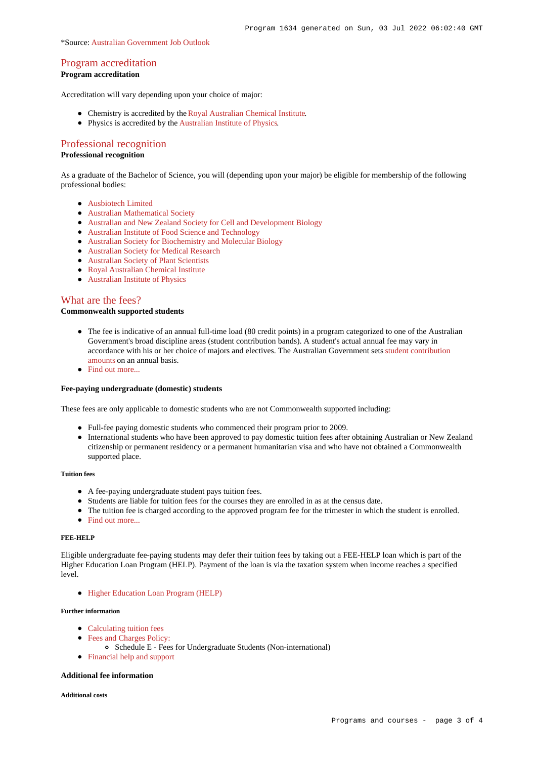*Source: Australian Government Job Outlook

## Program accreditation

**Program accreditation**

Accreditation will vary depending upon your choice of major:

- Chemistry is accredited by the Royal Australian Chemical Institute.
- Physics is accredited by the Australian Institute of Physics.

## Professional recognition

**Professional recognition**

As a graduate of the Bachelor of Science, you will (depending upon your major) be eligible for membership of the following professional bodies:

- Ausbiotech Limited
- Australian Mathematical Society
- Australian and New Zealand Society for Cell and Development Biology
- Australian Institute of Food Science and Technology
- Australian Society for Biochemistry and Molecular Biology
- Australian Society for Medical Research
- Australian Society of Plant Scientists
- Royal Australian Chemical Institute
- Australian Institute of Physics

## What are the fees?

**Commonwealth supported students**

- The fee is indicative of an annual full-time load (80 credit points) in a program categorized to one of the Australian Government's broad discipline areas (student contribution bands). A student's actual annual fee may vary in accordance with his or her choice of majors and electives. The Australian Government sets student contribution amounts on an annual basis.
- Find out more...

**Fee-paying undergraduate (domestic) students**

These fees are only applicable to domestic students who are not Commonwealth supported including:

- Full-fee paying domestic students who commenced their program prior to 2009.
- International students who have been approved to pay domestic tuition fees after obtaining Australian or New Zealand citizenship or permanent residency or a permanent humanitarian visa and who have not obtained a Commonwealth supported place.

##### Tuition fees

- A fee-paying undergraduate student pays tuition fees.
- Students are liable for tuition fees for the courses they are enrolled in as at the census date.
- The tuition fee is charged according to the approved program fee for the trimester in which the student is enrolled.
- Find out more...

##### FEE-HELP

Eligible undergraduate fee-paying students may defer their tuition fees by taking out a FEE-HELP loan which is part of the Higher Education Loan Program (HELP). Payment of the loan is via the taxation system when income reaches a specified level.

- Higher Education Loan Program (HELP)

##### Further information

- Calculating tuition fees
- Fees and Charges Policy:
  - Schedule E - Fees for Undergraduate Students (Non-international)
- Financial help and support

**Additional fee information**

##### Additional costs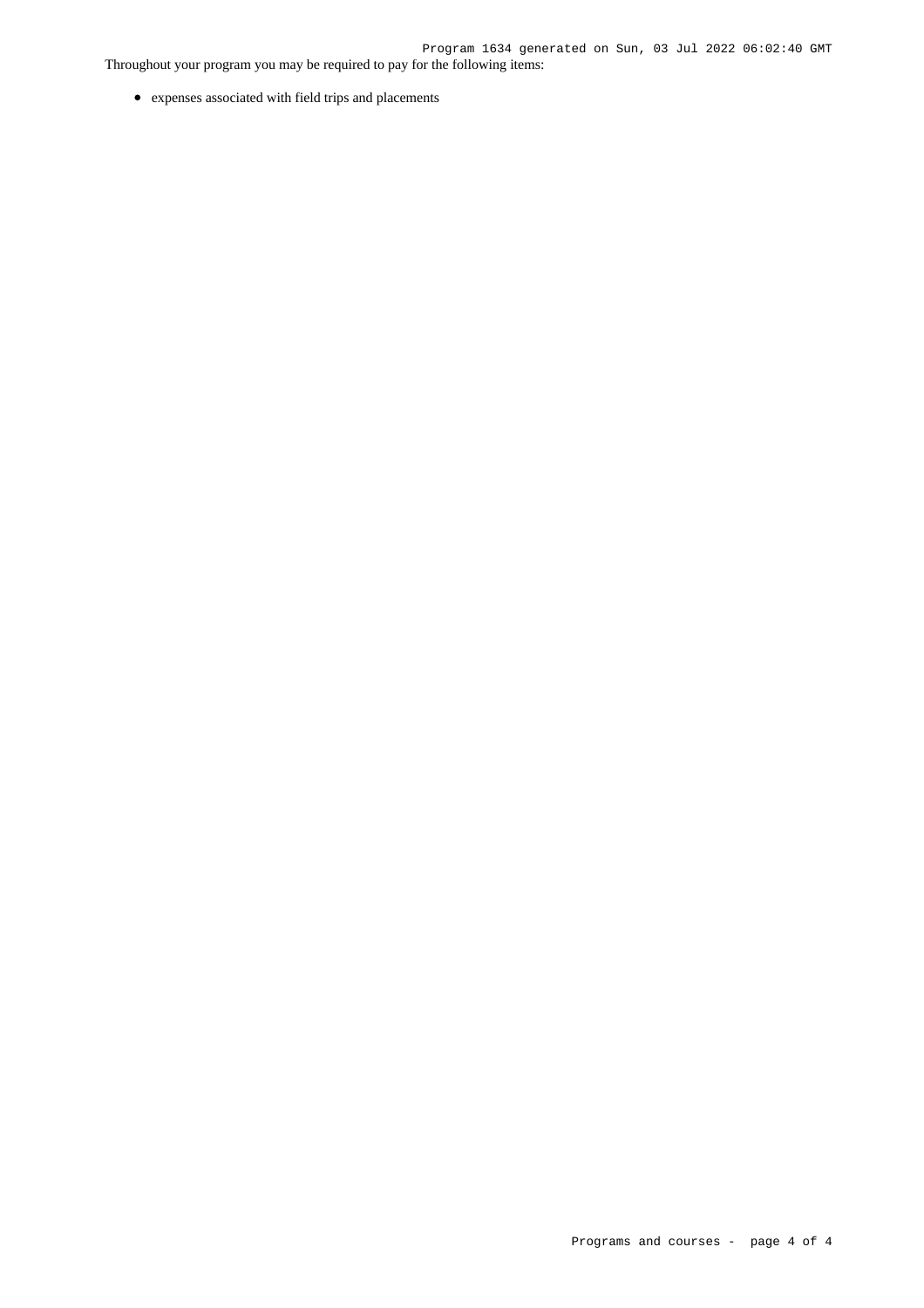Throughout your program you may be required to pay for the following items:

- expenses associated with field trips and placements